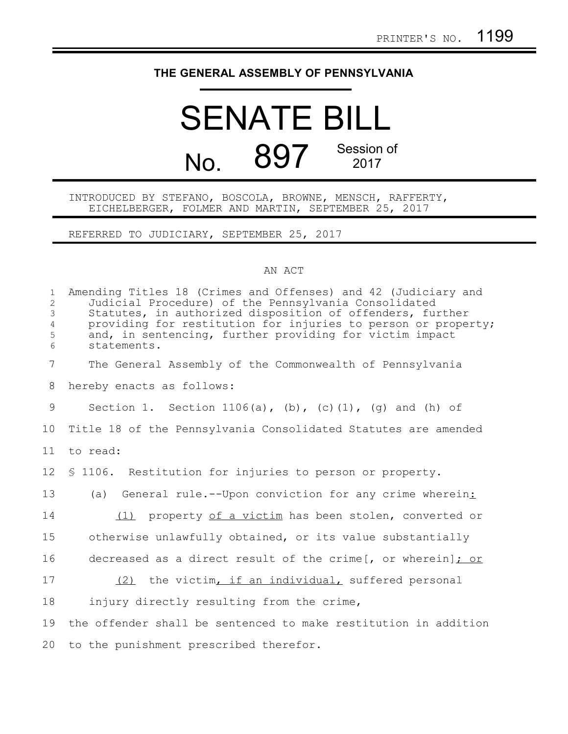PRINTER'S NO. 1199

# THE GENERAL ASSEMBLY OF PENNSYLVANIA

# SENATE BILL

## No. 897 Session of 2017

INTRODUCED BY STEFANO, BOSCOLA, BROWNE, MENSCH, RAFFERTY, EICHELBERGER, FOLMER AND MARTIN, SEPTEMBER 25, 2017

REFERRED TO JUDICIARY, SEPTEMBER 25, 2017

AN ACT

1 Amending Titles 18 (Crimes and Offenses) and 42 (Judiciary and
2 Judicial Procedure) of the Pennsylvania Consolidated
3 Statutes, in authorized disposition of offenders, further
4 providing for restitution for injuries to person or property;
5 and, in sentencing, further providing for victim impact
6 statements.

7 The General Assembly of the Commonwealth of Pennsylvania
8 hereby enacts as follows:

9 Section 1. Section 1106(a), (b), (c)(1), (g) and (h) of
10 Title 18 of the Pennsylvania Consolidated Statutes are amended
11 to read:

12 § 1106. Restitution for injuries to person or property.

13 (a) General rule.--Upon conviction for any crime wherein<u>:</u>

14 <u>(1)</u> property <u>of a victim</u> has been stolen, converted or
15 otherwise unlawfully obtained, or its value substantially
16 decreased as a direct result of the crime[, or wherein]<u>; or</u>

17 <u>(2)</u> the victim<u>, if an individual,</u> suffered personal
18 injury directly resulting from the crime,

19 the offender shall be sentenced to make restitution in addition
20 to the punishment prescribed therefor.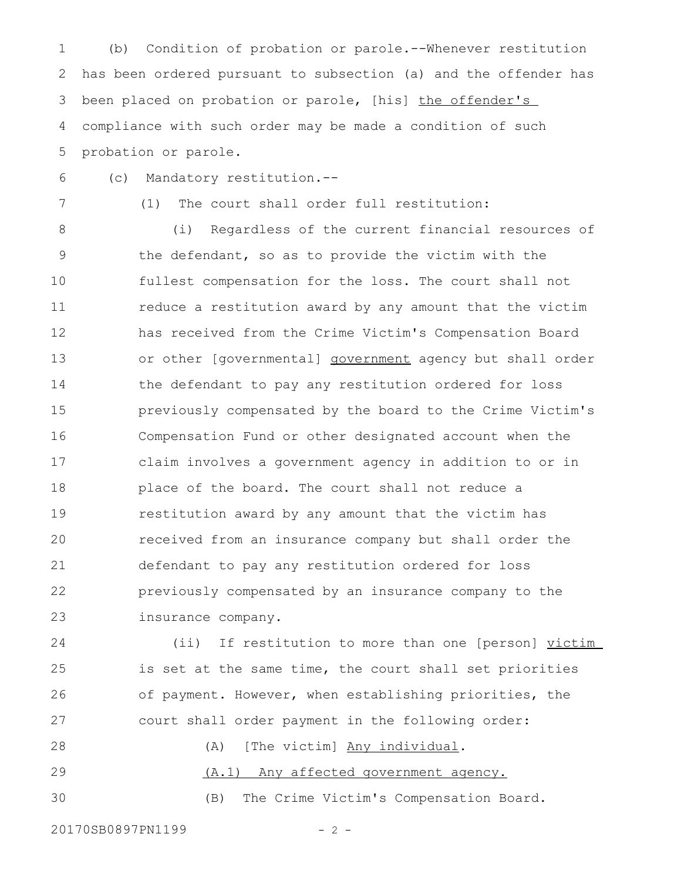(b) Condition of probation or parole.--Whenever restitution has been ordered pursuant to subsection (a) and the offender has been placed on probation or parole, [his] <u>the offender's</u> compliance with such order may be made a condition of such probation or parole.

(c) Mandatory restitution.--

(1) The court shall order full restitution:

(i) Regardless of the current financial resources of the defendant, so as to provide the victim with the fullest compensation for the loss. The court shall not reduce a restitution award by any amount that the victim has received from the Crime Victim's Compensation Board or other [governmental] <u>government</u> agency but shall order the defendant to pay any restitution ordered for loss previously compensated by the board to the Crime Victim's Compensation Fund or other designated account when the claim involves a government agency in addition to or in place of the board. The court shall not reduce a restitution award by any amount that the victim has received from an insurance company but shall order the defendant to pay any restitution ordered for loss previously compensated by an insurance company to the insurance company.

(ii) If restitution to more than one [person] <u>victim</u> is set at the same time, the court shall set priorities of payment. However, when establishing priorities, the court shall order payment in the following order:

(A) [The victim] <u>Any individual</u>.

<u>(A.1) Any affected government agency.</u>

(B) The Crime Victim's Compensation Board.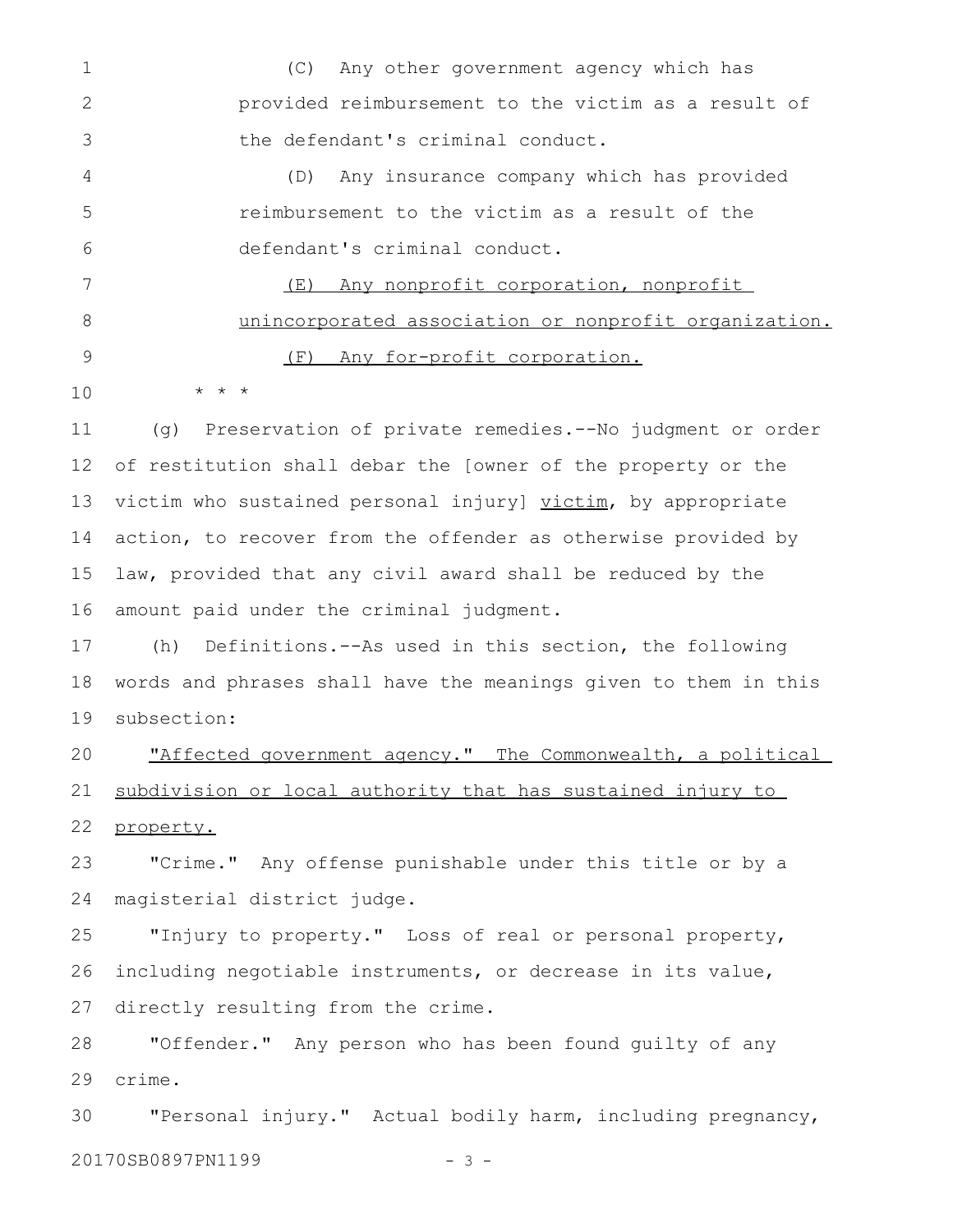(C) Any other government agency which has provided reimbursement to the victim as a result of the defendant's criminal conduct.

(D) Any insurance company which has provided reimbursement to the victim as a result of the defendant's criminal conduct.

<u>(E) Any nonprofit corporation, nonprofit unincorporated association or nonprofit organization.</u>

<u>(F) Any for-profit corporation.</u>

* * *

(g) Preservation of private remedies.--No judgment or order of restitution shall debar the [owner of the property or the victim who sustained personal injury] <u>victim</u>, by appropriate action, to recover from the offender as otherwise provided by law, provided that any civil award shall be reduced by the amount paid under the criminal judgment.

(h) Definitions.--As used in this section, the following words and phrases shall have the meanings given to them in this subsection:

<u>"Affected government agency." The Commonwealth, a political subdivision or local authority that has sustained injury to property.</u>

"Crime." Any offense punishable under this title or by a magisterial district judge.

"Injury to property." Loss of real or personal property, including negotiable instruments, or decrease in its value, directly resulting from the crime.

"Offender." Any person who has been found guilty of any crime.

"Personal injury." Actual bodily harm, including pregnancy,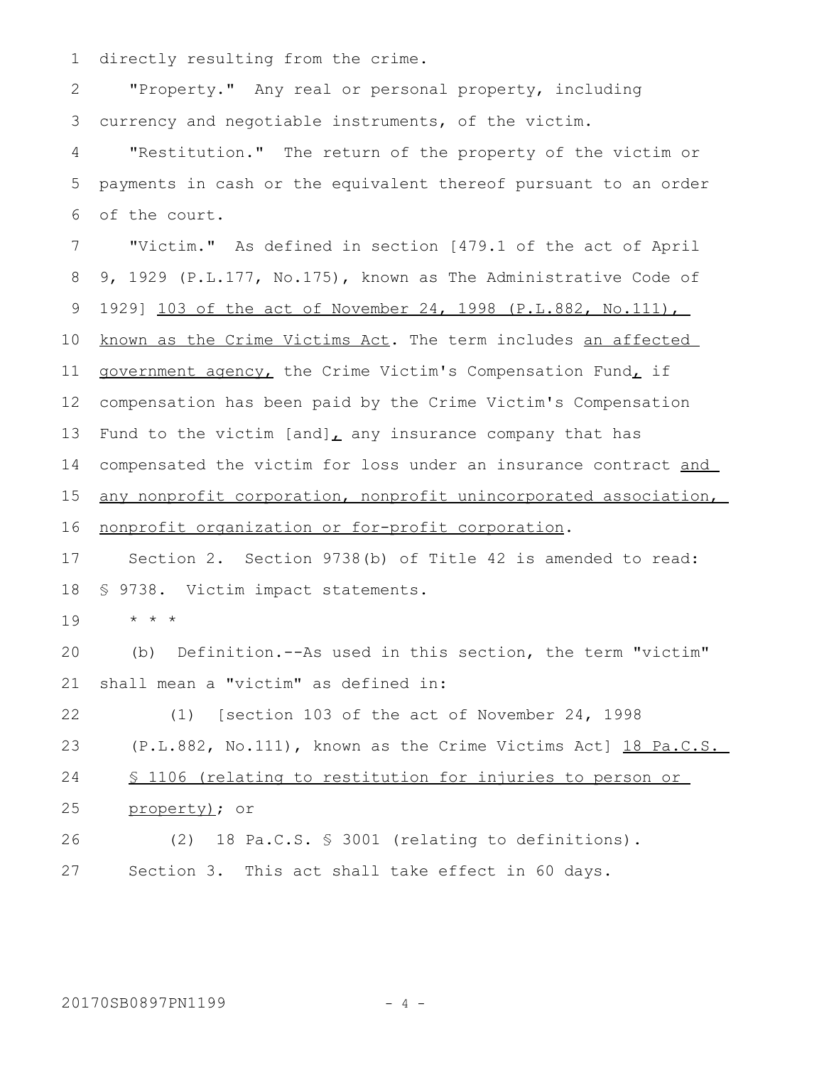directly resulting from the crime.

"Property." Any real or personal property, including currency and negotiable instruments, of the victim.

"Restitution." The return of the property of the victim or payments in cash or the equivalent thereof pursuant to an order of the court.

"Victim." As defined in section [479.1 of the act of April 9, 1929 (P.L.177, No.175), known as The Administrative Code of 1929] <u>103 of the act of November 24, 1998 (P.L.882, No.111), known as the Crime Victims Act</u>. The term includes <u>an affected government agency,</u> the Crime Victim's Compensation Fund<u>,</u> if compensation has been paid by the Crime Victim's Compensation Fund to the victim [and]<u>,</u> any insurance company that has compensated the victim for loss under an insurance contract <u>and any nonprofit corporation, nonprofit unincorporated association, nonprofit organization or for-profit corporation</u>.

Section 2. Section 9738(b) of Title 42 is amended to read:

§ 9738. Victim impact statements.

* * *

(b) Definition.--As used in this section, the term "victim" shall mean a "victim" as defined in:

(1) [section 103 of the act of November 24, 1998 (P.L.882, No.111), known as the Crime Victims Act] <u>18 Pa.C.S. § 1106 (relating to restitution for injuries to person or property)</u>; or

(2) 18 Pa.C.S. § 3001 (relating to definitions).

Section 3. This act shall take effect in 60 days.